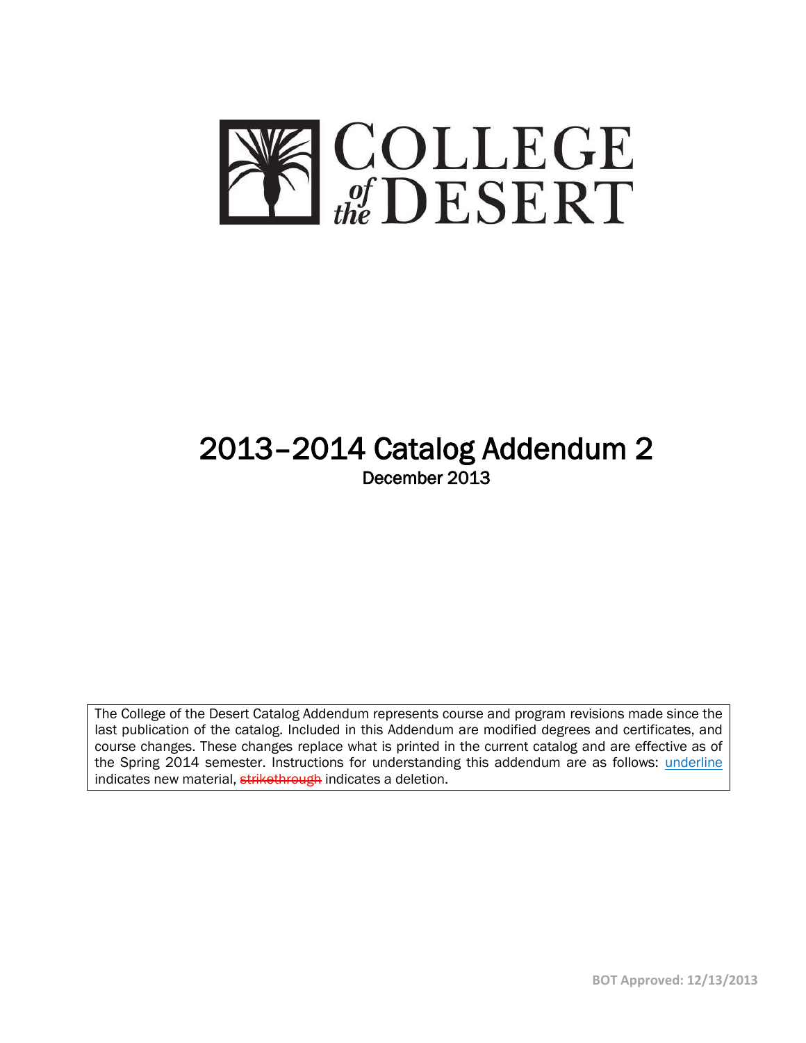# COLLEGE of the DESERT

# 2013–2014 Catalog Addendum 2

December 2013

The College of the Desert Catalog Addendum represents course and program revisions made since the last publication of the catalog. Included in this Addendum are modified degrees and certificates, and course changes. These changes replace what is printed in the current catalog and are effective as of the Spring 2014 semester. Instructions for understanding this addendum are as follows: <u>underline</u> indicates new material, ~~strikethrough~~ indicates a deletion.

**BOT Approved: 12/13/2013**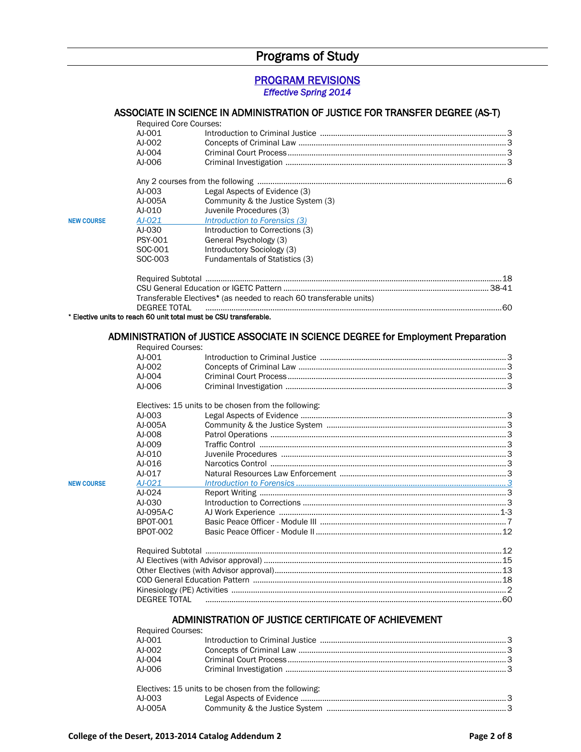# Programs of Study

## PROGRAM REVISIONS

*Effective Spring 2014*

### ASSOCIATE IN SCIENCE IN ADMINISTRATION OF JUSTICE FOR TRANSFER DEGREE (AS-T)

Required Core Courses:

| | Course | Title | Units |
|---|---|---|---|
| | AJ-001 | Introduction to Criminal Justice | 3 |
| | AJ-002 | Concepts of Criminal Law | 3 |
| | AJ-004 | Criminal Court Process | 3 |
| | AJ-006 | Criminal Investigation | 3 |
| | Any 2 courses from the following | | 6 |
| | AJ-003 | Legal Aspects of Evidence (3) | |
| | AJ-005A | Community & the Justice System (3) | |
| | AJ-010 | Juvenile Procedures (3) | |
| **NEW COURSE** | *AJ-021* | *Introduction to Forensics (3)* | |
| | AJ-030 | Introduction to Corrections (3) | |
| | PSY-001 | General Psychology (3) | |
| | SOC-001 | Introductory Sociology (3) | |
| | SOC-003 | Fundamentals of Statistics (3) | |

| | Units |
|---|---|
| Required Subtotal | 18 |
| CSU General Education or IGETC Pattern | 38-41 |
| Transferable Electives* (as needed to reach 60 transferable units) | |
| DEGREE TOTAL | 60 |

\* Elective units to reach 60 unit total must be CSU transferable.

### ADMINISTRATION of JUSTICE ASSOCIATE IN SCIENCE DEGREE for Employment Preparation

Required Courses:

| | Course | Title | Units |
|---|---|---|---|
| | AJ-001 | Introduction to Criminal Justice | 3 |
| | AJ-002 | Concepts of Criminal Law | 3 |
| | AJ-004 | Criminal Court Process | 3 |
| | AJ-006 | Criminal Investigation | 3 |

Electives: 15 units to be chosen from the following:

| | Course | Title | Units |
|---|---|---|---|
| | AJ-003 | Legal Aspects of Evidence | 3 |
| | AJ-005A | Community & the Justice System | 3 |
| | AJ-008 | Patrol Operations | 3 |
| | AJ-009 | Traffic Control | 3 |
| | AJ-010 | Juvenile Procedures | 3 |
| | AJ-016 | Narcotics Control | 3 |
| | AJ-017 | Natural Resources Law Enforcement | 3 |
| **NEW COURSE** | *AJ-021* | *Introduction to Forensics* | *3* |
| | AJ-024 | Report Writing | 3 |
| | AJ-030 | Introduction to Corrections | 3 |
| | AJ-095A-C | AJ Work Experience | 1-3 |
| | BPOT-001 | Basic Peace Officer - Module III | 7 |
| | BPOT-002 | Basic Peace Officer - Module II | 12 |

| | Units |
|---|---|
| Required Subtotal | 12 |
| AJ Electives (with Advisor approval) | 15 |
| Other Electives (with Advisor approval) | 13 |
| COD General Education Pattern | 18 |
| Kinesiology (PE) Activities | 2 |
| DEGREE TOTAL | 60 |

### ADMINISTRATION OF JUSTICE CERTIFICATE OF ACHIEVEMENT

Required Courses:

| Course | Title | Units |
|---|---|---|
| AJ-001 | Introduction to Criminal Justice | 3 |
| AJ-002 | Concepts of Criminal Law | 3 |
| AJ-004 | Criminal Court Process | 3 |
| AJ-006 | Criminal Investigation | 3 |

Electives: 15 units to be chosen from the following:

| Course | Title | Units |
|---|---|---|
| AJ-003 | Legal Aspects of Evidence | 3 |
| AJ-005A | Community & the Justice System | 3 |

College of the Desert, 2013-2014 Catalog Addendum 2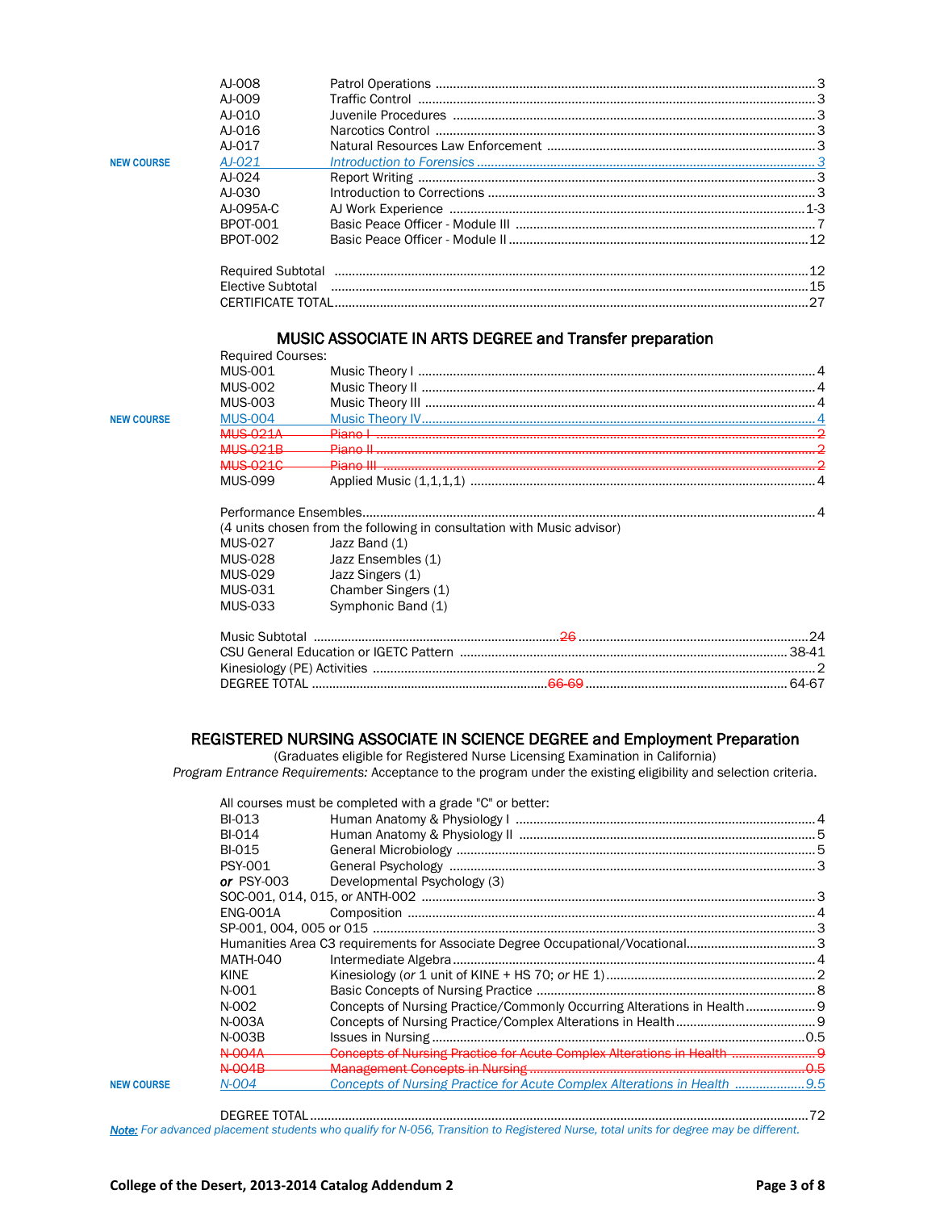| | | | |
|---|---|---|---|
| | AJ-008 | Patrol Operations | 3 |
| | AJ-009 | Traffic Control | 3 |
| | AJ-010 | Juvenile Procedures | 3 |
| | AJ-016 | Narcotics Control | 3 |
| | AJ-017 | Natural Resources Law Enforcement | 3 |
| **NEW COURSE** | *AJ-021* | *Introduction to Forensics* | *3* |
| | AJ-024 | Report Writing | 3 |
| | AJ-030 | Introduction to Corrections | 3 |
| | AJ-095A-C | AJ Work Experience | 1-3 |
| | BPOT-001 | Basic Peace Officer - Module III | 7 |
| | BPOT-002 | Basic Peace Officer - Module II | 12 |

| | |
|---|---|
| Required Subtotal | 12 |
| Elective Subtotal | 15 |
| CERTIFICATE TOTAL | 27 |

## MUSIC ASSOCIATE IN ARTS DEGREE and Transfer preparation

Required Courses:

| | | | |
|---|---|---|---|
| | MUS-001 | Music Theory I | 4 |
| | MUS-002 | Music Theory II | 4 |
| | MUS-003 | Music Theory III | 4 |
| **NEW COURSE** | MUS-004 | Music Theory IV | 4 |
| | ~~MUS-021A~~ | ~~Piano I~~ | ~~2~~ |
| | ~~MUS-021B~~ | ~~Piano II~~ | ~~2~~ |
| | ~~MUS-021C~~ | ~~Piano III~~ | ~~2~~ |
| | MUS-099 | Applied Music (1,1,1,1) | 4 |

Performance Ensembles ........ 4

(4 units chosen from the following in consultation with Music advisor)

| | |
|---|---|
| MUS-027 | Jazz Band (1) |
| MUS-028 | Jazz Ensembles (1) |
| MUS-029 | Jazz Singers (1) |
| MUS-031 | Chamber Singers (1) |
| MUS-033 | Symphonic Band (1) |

| | | |
|---|---|---|
| Music Subtotal | ~~26~~ | 24 |
| CSU General Education or IGETC Pattern | | 38-41 |
| Kinesiology (PE) Activities | | 2 |
| DEGREE TOTAL | ~~66-69~~ | 64-67 |

## REGISTERED NURSING ASSOCIATE IN SCIENCE DEGREE and Employment Preparation

(Graduates eligible for Registered Nurse Licensing Examination in California)

*Program Entrance Requirements:* Acceptance to the program under the existing eligibility and selection criteria.

All courses must be completed with a grade "C" or better:

| | | | |
|---|---|---|---|
| | BI-013 | Human Anatomy & Physiology I | 4 |
| | BI-014 | Human Anatomy & Physiology II | 5 |
| | BI-015 | General Microbiology | 5 |
| | PSY-001 | General Psychology | 3 |
| | ***or*** PSY-003 | Developmental Psychology (3) | |
| | SOC-001, 014, 015, or ANTH-002 | | 3 |
| | ENG-001A | Composition | 4 |
| | SP-001, 004, 005 or 015 | | 3 |
| | Humanities Area C3 requirements for Associate Degree Occupational/Vocational | | 3 |
| | MATH-040 | Intermediate Algebra | 4 |
| | KINE | Kinesiology (*or* 1 unit of KINE + HS 70; *or* HE 1) | 2 |
| | N-001 | Basic Concepts of Nursing Practice | 8 |
| | N-002 | Concepts of Nursing Practice/Commonly Occurring Alterations in Health | 9 |
| | N-003A | Concepts of Nursing Practice/Complex Alterations in Health | 9 |
| | N-003B | Issues in Nursing | 0.5 |
| | ~~N-004A~~ | ~~Concepts of Nursing Practice for Acute Complex Alterations in Health~~ | ~~9~~ |
| | ~~N-004B~~ | ~~Management Concepts in Nursing~~ | ~~0.5~~ |
| **NEW COURSE** | *N-004* | *Concepts of Nursing Practice for Acute Complex Alterations in Health* | *9.5* |

DEGREE TOTAL ........ 72

***Note:*** *For advanced placement students who qualify for N-056, Transition to Registered Nurse, total units for degree may be different.*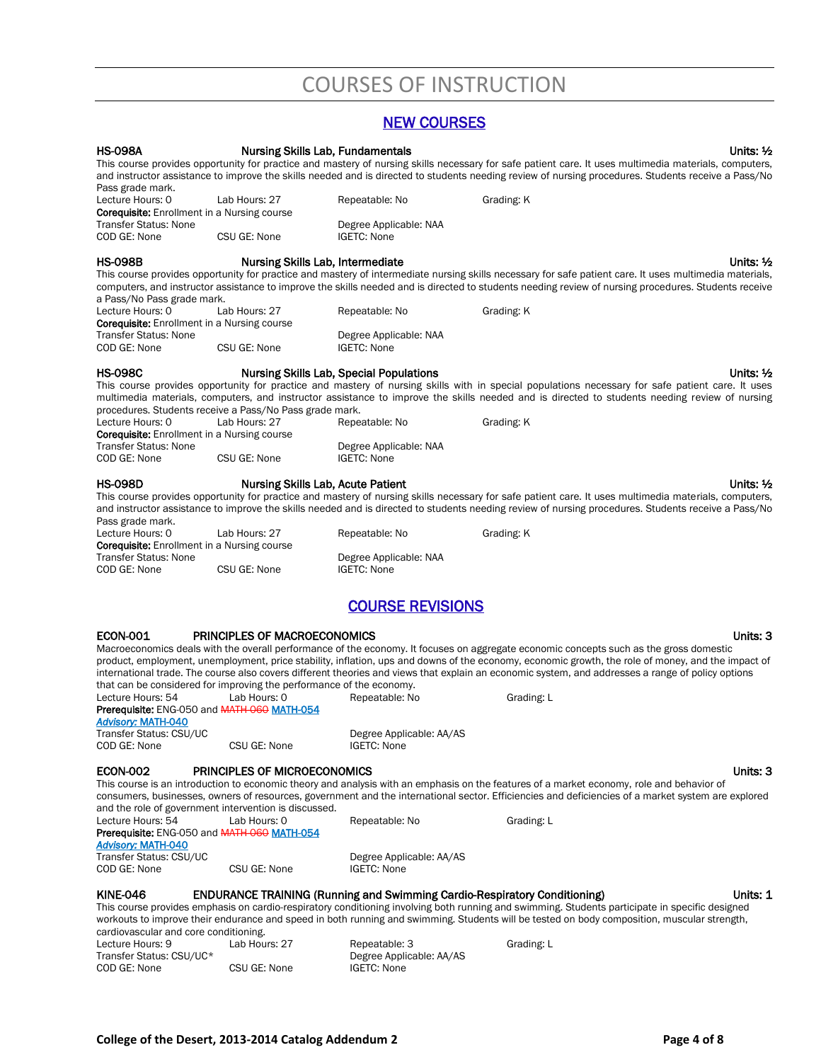# COURSES OF INSTRUCTION

## NEW COURSES

**HS-098A Nursing Skills Lab, Fundamentals** **Units: ½**

This course provides opportunity for practice and mastery of nursing skills necessary for safe patient care. It uses multimedia materials, computers, and instructor assistance to improve the skills needed and is directed to students needing review of nursing procedures. Students receive a Pass/No Pass grade mark.

Lecture Hours: 0 Lab Hours: 27 Repeatable: No Grading: K
**Corequisite:** Enrollment in a Nursing course
Transfer Status: None Degree Applicable: NAA
COD GE: None CSU GE: None IGETC: None

**HS-098B Nursing Skills Lab, Intermediate** **Units: ½**

This course provides opportunity for practice and mastery of intermediate nursing skills necessary for safe patient care. It uses multimedia materials, computers, and instructor assistance to improve the skills needed and is directed to students needing review of nursing procedures. Students receive a Pass/No Pass grade mark.

Lecture Hours: 0 Lab Hours: 27 Repeatable: No Grading: K
**Corequisite:** Enrollment in a Nursing course
Transfer Status: None Degree Applicable: NAA
COD GE: None CSU GE: None IGETC: None

**HS-098C Nursing Skills Lab, Special Populations** **Units: ½**

This course provides opportunity for practice and mastery of nursing skills with in special populations necessary for safe patient care. It uses multimedia materials, computers, and instructor assistance to improve the skills needed and is directed to students needing review of nursing procedures. Students receive a Pass/No Pass grade mark.

Lecture Hours: 0 Lab Hours: 27 Repeatable: No Grading: K
**Corequisite:** Enrollment in a Nursing course
Transfer Status: None Degree Applicable: NAA
COD GE: None CSU GE: None IGETC: None

**HS-098D Nursing Skills Lab, Acute Patient** **Units: ½**

This course provides opportunity for practice and mastery of nursing skills necessary for safe patient care. It uses multimedia materials, computers, and instructor assistance to improve the skills needed and is directed to students needing review of nursing procedures. Students receive a Pass/No Pass grade mark.

Lecture Hours: 0 Lab Hours: 27 Repeatable: No Grading: K
**Corequisite:** Enrollment in a Nursing course
Transfer Status: None Degree Applicable: NAA
COD GE: None CSU GE: None IGETC: None

## COURSE REVISIONS

**ECON-001 PRINCIPLES OF MACROECONOMICS** **Units: 3**

Macroeconomics deals with the overall performance of the economy. It focuses on aggregate economic concepts such as the gross domestic product, employment, unemployment, price stability, inflation, ups and downs of the economy, economic growth, the role of money, and the impact of international trade. The course also covers different theories and views that explain an economic system, and addresses a range of policy options that can be considered for improving the performance of the economy.

Lecture Hours: 54 Lab Hours: 0 Repeatable: No Grading: L
**Prerequisite:** ENG-050 and ~~MATH-060~~ MATH-054
***Advisory:* MATH-040**
Transfer Status: CSU/UC Degree Applicable: AA/AS
COD GE: None CSU GE: None IGETC: None

**ECON-002 PRINCIPLES OF MICROECONOMICS** **Units: 3**

This course is an introduction to economic theory and analysis with an emphasis on the features of a market economy, role and behavior of consumers, businesses, owners of resources, government and the international sector. Efficiencies and deficiencies of a market system are explored and the role of government intervention is discussed.

Lecture Hours: 54 Lab Hours: 0 Repeatable: No Grading: L
**Prerequisite:** ENG-050 and ~~MATH-060~~ MATH-054
***Advisory:* MATH-040**
Transfer Status: CSU/UC Degree Applicable: AA/AS
COD GE: None CSU GE: None IGETC: None

**KINE-046 ENDURANCE TRAINING (Running and Swimming Cardio-Respiratory Conditioning)** **Units: 1**

This course provides emphasis on cardio-respiratory conditioning involving both running and swimming. Students participate in specific designed workouts to improve their endurance and speed in both running and swimming. Students will be tested on body composition, muscular strength, cardiovascular and core conditioning.

Lecture Hours: 9 Lab Hours: 27 Repeatable: 3 Grading: L
Transfer Status: CSU/UC* Degree Applicable: AA/AS
COD GE: None CSU GE: None IGETC: None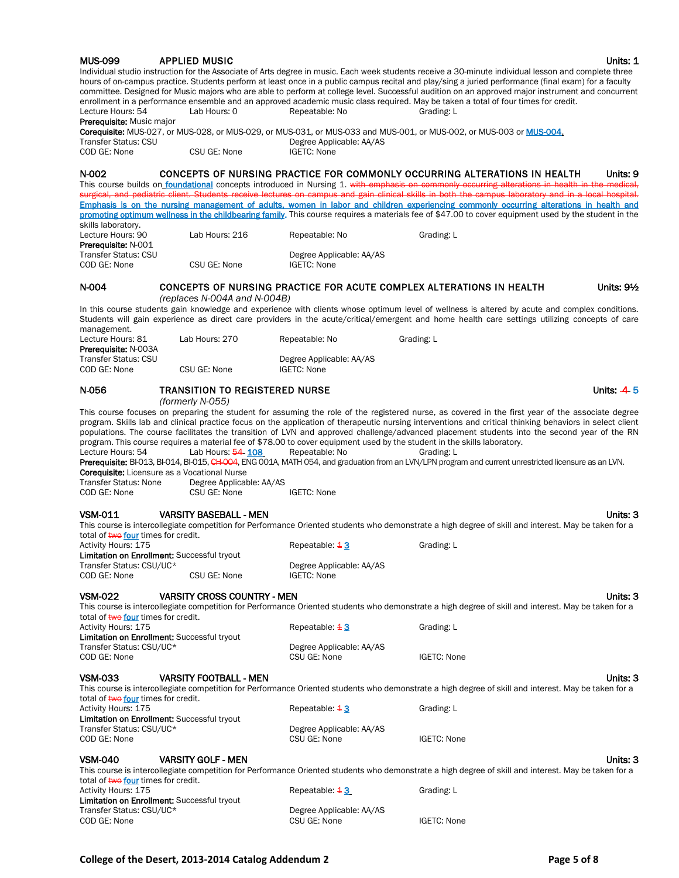**MUS-099 APPLIED MUSIC** **Units: 1**

Individual studio instruction for the Associate of Arts degree in music. Each week students receive a 30-minute individual lesson and complete three hours of on-campus practice. Students perform at least once in a public campus recital and play/sing a juried performance (final exam) for a faculty committee. Designed for Music majors who are able to perform at college level. Successful audition on an approved major instrument and concurrent enrollment in a performance ensemble and an approved academic music class required. May be taken a total of four times for credit.

Lecture Hours: 54 Lab Hours: 0 Repeatable: No Grading: L

**Prerequisite:** Music major

**Corequisite:** MUS-027, or MUS-028, or MUS-029, or MUS-031, or MUS-033 and MUS-001, or MUS-002, or MUS-003 or MUS-004.

Transfer Status: CSU Degree Applicable: AA/AS

COD GE: None CSU GE: None IGETC: None

**N-002 CONCEPTS OF NURSING PRACTICE FOR COMMONLY OCCURRING ALTERATIONS IN HEALTH** **Units: 9**

This course builds on foundational concepts introduced in Nursing 1. ~~with emphasis on commonly occurring alterations in health in the medical, surgical, and pediatric client. Students receive lectures on campus and gain clinical skills in both the campus laboratory and in a local hospital.~~ Emphasis is on the nursing management of adults, women in labor and children experiencing commonly occurring alterations in health and promoting optimum wellness in the childbearing family. This course requires a materials fee of $47.00 to cover equipment used by the student in the skills laboratory.

Lecture Hours: 90 Lab Hours: 216 Repeatable: No Grading: L

**Prerequisite:** N-001

Transfer Status: CSU Degree Applicable: AA/AS

COD GE: None CSU GE: None IGETC: None

**N-004 CONCEPTS OF NURSING PRACTICE FOR ACUTE COMPLEX ALTERATIONS IN HEALTH** **Units: 9½**

*(replaces N-004A and N-004B)*

In this course students gain knowledge and experience with clients whose optimum level of wellness is altered by acute and complex conditions. Students will gain experience as direct care providers in the acute/critical/emergent and home health care settings utilizing concepts of care management.

Lecture Hours: 81 Lab Hours: 270 Repeatable: No Grading: L

**Prerequisite:** N-003A

Transfer Status: CSU Degree Applicable: AA/AS

COD GE: None CSU GE: None IGETC: None

**N-056 TRANSITION TO REGISTERED NURSE** **Units: ~~4~~ 5**

*(formerly N-055)*

This course focuses on preparing the student for assuming the role of the registered nurse, as covered in the first year of the associate degree program. Skills lab and clinical practice focus on the application of therapeutic nursing interventions and critical thinking behaviors in select client populations. The course facilitates the transition of LVN and approved challenge/advanced placement students into the second year of the RN program. This course requires a material fee of $78.00 to cover equipment used by the student in the skills laboratory.

Lecture Hours: 54 Lab Hours: ~~54~~ 108 Repeatable: No Grading: L

**Prerequisite:** BI-013, BI-014, BI-015, ~~CH-004~~, ENG 001A, MATH 054, and graduation from an LVN/LPN program and current unrestricted licensure as an LVN.

**Corequisite:** Licensure as a Vocational Nurse

Transfer Status: None Degree Applicable: AA/AS

COD GE: None CSU GE: None IGETC: None

**VSM-011 VARSITY BASEBALL - MEN** **Units: 3**

This course is intercollegiate competition for Performance Oriented students who demonstrate a high degree of skill and interest. May be taken for a total of ~~two~~ four times for credit.

Activity Hours: 175 Repeatable: ~~1~~ 3 Grading: L

**Limitation on Enrollment:** Successful tryout

Transfer Status: CSU/UC* Degree Applicable: AA/AS

COD GE: None CSU GE: None IGETC: None

**VSM-022 VARSITY CROSS COUNTRY - MEN** **Units: 3**

This course is intercollegiate competition for Performance Oriented students who demonstrate a high degree of skill and interest. May be taken for a total of ~~two~~ four times for credit.

Activity Hours: 175 Repeatable: ~~1~~ 3 Grading: L

**Limitation on Enrollment:** Successful tryout

Transfer Status: CSU/UC* Degree Applicable: AA/AS

COD GE: None CSU GE: None IGETC: None

**VSM-033 VARSITY FOOTBALL - MEN** **Units: 3**

This course is intercollegiate competition for Performance Oriented students who demonstrate a high degree of skill and interest. May be taken for a total of ~~two~~ four times for credit.

Activity Hours: 175 Repeatable: ~~1~~ 3 Grading: L

**Limitation on Enrollment:** Successful tryout

Transfer Status: CSU/UC* Degree Applicable: AA/AS

COD GE: None CSU GE: None IGETC: None

**VSM-040 VARSITY GOLF - MEN** **Units: 3**

This course is intercollegiate competition for Performance Oriented students who demonstrate a high degree of skill and interest. May be taken for a total of ~~two~~ four times for credit.

Activity Hours: 175 Repeatable: ~~1~~ 3 Grading: L

**Limitation on Enrollment:** Successful tryout

Transfer Status: CSU/UC* Degree Applicable: AA/AS

COD GE: None CSU GE: None IGETC: None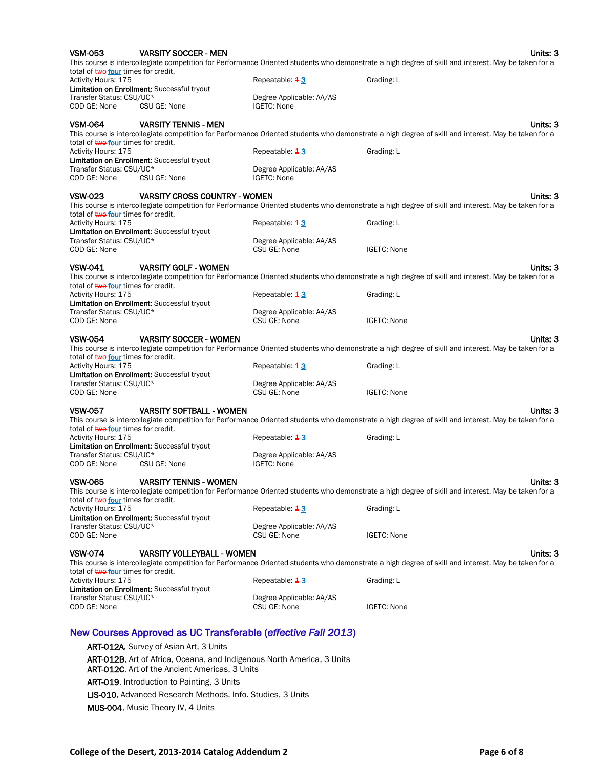**VSM-053 VARSITY SOCCER - MEN** Units: 3

This course is intercollegiate competition for Performance Oriented students who demonstrate a high degree of skill and interest. May be taken for a total of ~~two~~ four times for credit.

Activity Hours: 175 Repeatable: ~~1~~ 3 Grading: L
**Limitation on Enrollment:** Successful tryout
Transfer Status: CSU/UC* Degree Applicable: AA/AS
COD GE: None CSU GE: None IGETC: None

**VSM-064 VARSITY TENNIS - MEN** Units: 3

This course is intercollegiate competition for Performance Oriented students who demonstrate a high degree of skill and interest. May be taken for a total of ~~two~~ four times for credit.

Activity Hours: 175 Repeatable: ~~1~~ 3 Grading: L
**Limitation on Enrollment:** Successful tryout
Transfer Status: CSU/UC* Degree Applicable: AA/AS
COD GE: None CSU GE: None IGETC: None

**VSW-023 VARSITY CROSS COUNTRY - WOMEN** Units: 3

This course is intercollegiate competition for Performance Oriented students who demonstrate a high degree of skill and interest. May be taken for a total of ~~two~~ four times for credit.

Activity Hours: 175 Repeatable: ~~1~~ 3 Grading: L
**Limitation on Enrollment:** Successful tryout
Transfer Status: CSU/UC* Degree Applicable: AA/AS
COD GE: None CSU GE: None IGETC: None

**VSW-041 VARSITY GOLF - WOMEN** Units: 3

This course is intercollegiate competition for Performance Oriented students who demonstrate a high degree of skill and interest. May be taken for a total of ~~two~~ four times for credit.

Activity Hours: 175 Repeatable: ~~1~~ 3 Grading: L
**Limitation on Enrollment:** Successful tryout
Transfer Status: CSU/UC* Degree Applicable: AA/AS
COD GE: None CSU GE: None IGETC: None

**VSW-054 VARSITY SOCCER - WOMEN** Units: 3

This course is intercollegiate competition for Performance Oriented students who demonstrate a high degree of skill and interest. May be taken for a total of ~~two~~ four times for credit.

Activity Hours: 175 Repeatable: ~~1~~ 3 Grading: L
**Limitation on Enrollment:** Successful tryout
Transfer Status: CSU/UC* Degree Applicable: AA/AS
COD GE: None CSU GE: None IGETC: None

**VSW-057 VARSITY SOFTBALL - WOMEN** Units: 3

This course is intercollegiate competition for Performance Oriented students who demonstrate a high degree of skill and interest. May be taken for a total of ~~two~~ four times for credit.

Activity Hours: 175 Repeatable: ~~1~~ 3 Grading: L
**Limitation on Enrollment:** Successful tryout
Transfer Status: CSU/UC* Degree Applicable: AA/AS
COD GE: None CSU GE: None IGETC: None

**VSW-065 VARSITY TENNIS - WOMEN** Units: 3

This course is intercollegiate competition for Performance Oriented students who demonstrate a high degree of skill and interest. May be taken for a total of ~~two~~ four times for credit.

Activity Hours: 175 Repeatable: ~~1~~ 3 Grading: L
**Limitation on Enrollment:** Successful tryout
Transfer Status: CSU/UC* Degree Applicable: AA/AS
COD GE: None CSU GE: None IGETC: None

**VSW-074 VARSITY VOLLEYBALL - WOMEN** Units: 3

This course is intercollegiate competition for Performance Oriented students who demonstrate a high degree of skill and interest. May be taken for a total of ~~two~~ four times for credit.

Activity Hours: 175 Repeatable: ~~1~~ 3 Grading: L
**Limitation on Enrollment:** Successful tryout
Transfer Status: CSU/UC* Degree Applicable: AA/AS
COD GE: None CSU GE: None IGETC: None

## New Courses Approved as UC Transferable (*effective Fall 2013*)

- **ART-012A**, Survey of Asian Art, 3 Units
- **ART-012B**, Art of Africa, Oceana, and Indigenous North America, 3 Units
- **ART-012C**, Art of the Ancient Americas, 3 Units
- **ART-019**, Introduction to Painting, 3 Units
- **LIS-010**, Advanced Research Methods, Info. Studies, 3 Units
- **MUS-004**, Music Theory IV, 4 Units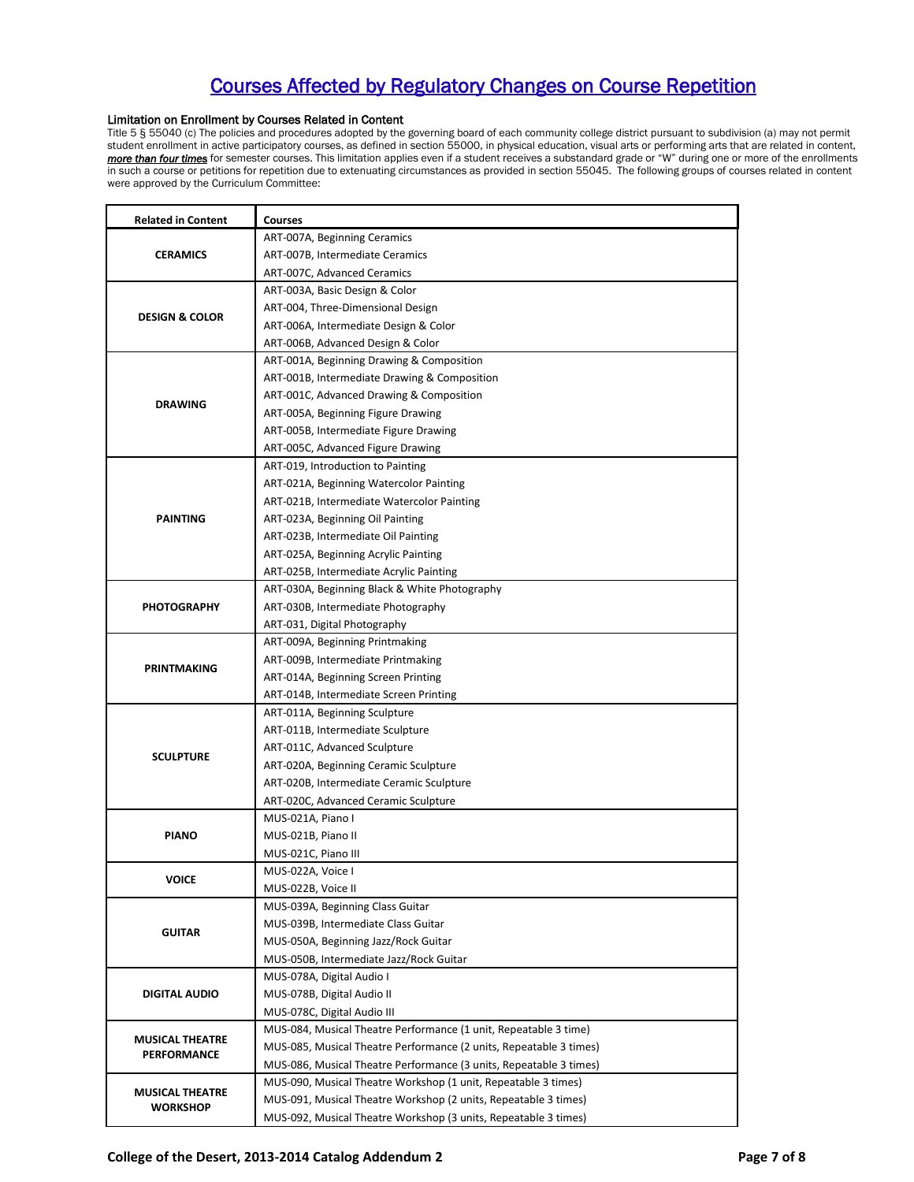# Courses Affected by Regulatory Changes on Course Repetition

### Limitation on Enrollment by Courses Related in Content

Title 5 § 55040 (c) The policies and procedures adopted by the governing board of each community college district pursuant to subdivision (a) may not permit student enrollment in active participatory courses, as defined in section 55000, in physical education, visual arts or performing arts that are related in content, ***more than four times*** for semester courses. This limitation applies even if a student receives a substandard grade or "W" during one or more of the enrollments in such a course or petitions for repetition due to extenuating circumstances as provided in section 55045. The following groups of courses related in content were approved by the Curriculum Committee:

| Related in Content | Courses |
|---|---|
| **CERAMICS** | ART-007A, Beginning Ceramics |
| | ART-007B, Intermediate Ceramics |
| | ART-007C, Advanced Ceramics |
| **DESIGN & COLOR** | ART-003A, Basic Design & Color |
| | ART-004, Three-Dimensional Design |
| | ART-006A, Intermediate Design & Color |
| | ART-006B, Advanced Design & Color |
| **DRAWING** | ART-001A, Beginning Drawing & Composition |
| | ART-001B, Intermediate Drawing & Composition |
| | ART-001C, Advanced Drawing & Composition |
| | ART-005A, Beginning Figure Drawing |
| | ART-005B, Intermediate Figure Drawing |
| | ART-005C, Advanced Figure Drawing |
| **PAINTING** | ART-019, Introduction to Painting |
| | ART-021A, Beginning Watercolor Painting |
| | ART-021B, Intermediate Watercolor Painting |
| | ART-023A, Beginning Oil Painting |
| | ART-023B, Intermediate Oil Painting |
| | ART-025A, Beginning Acrylic Painting |
| | ART-025B, Intermediate Acrylic Painting |
| **PHOTOGRAPHY** | ART-030A, Beginning Black & White Photography |
| | ART-030B, Intermediate Photography |
| | ART-031, Digital Photography |
| **PRINTMAKING** | ART-009A, Beginning Printmaking |
| | ART-009B, Intermediate Printmaking |
| | ART-014A, Beginning Screen Printing |
| | ART-014B, Intermediate Screen Printing |
| **SCULPTURE** | ART-011A, Beginning Sculpture |
| | ART-011B, Intermediate Sculpture |
| | ART-011C, Advanced Sculpture |
| | ART-020A, Beginning Ceramic Sculpture |
| | ART-020B, Intermediate Ceramic Sculpture |
| | ART-020C, Advanced Ceramic Sculpture |
| **PIANO** | MUS-021A, Piano I |
| | MUS-021B, Piano II |
| | MUS-021C, Piano III |
| **VOICE** | MUS-022A, Voice I |
| | MUS-022B, Voice II |
| **GUITAR** | MUS-039A, Beginning Class Guitar |
| | MUS-039B, Intermediate Class Guitar |
| | MUS-050A, Beginning Jazz/Rock Guitar |
| | MUS-050B, Intermediate Jazz/Rock Guitar |
| **DIGITAL AUDIO** | MUS-078A, Digital Audio I |
| | MUS-078B, Digital Audio II |
| | MUS-078C, Digital Audio III |
| **MUSICAL THEATRE PERFORMANCE** | MUS-084, Musical Theatre Performance (1 unit, Repeatable 3 time) |
| | MUS-085, Musical Theatre Performance (2 units, Repeatable 3 times) |
| | MUS-086, Musical Theatre Performance (3 units, Repeatable 3 times) |
| **MUSICAL THEATRE WORKSHOP** | MUS-090, Musical Theatre Workshop (1 unit, Repeatable 3 times) |
| | MUS-091, Musical Theatre Workshop (2 units, Repeatable 3 times) |
| | MUS-092, Musical Theatre Workshop (3 units, Repeatable 3 times) |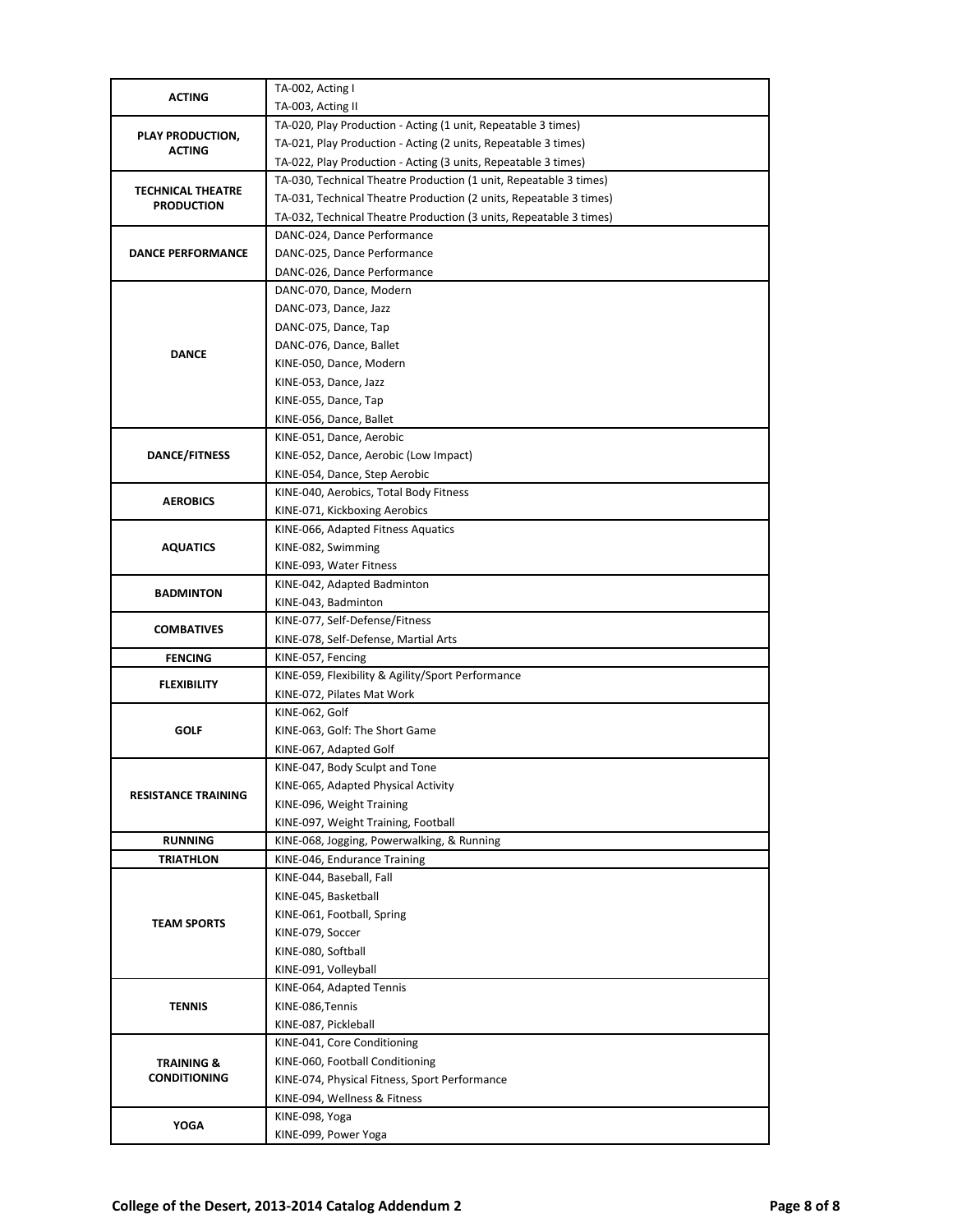| | |
|---|---|
| **ACTING** | TA-002, Acting I<br>TA-003, Acting II |
| **PLAY PRODUCTION, ACTING** | TA-020, Play Production - Acting (1 unit, Repeatable 3 times)<br>TA-021, Play Production - Acting (2 units, Repeatable 3 times)<br>TA-022, Play Production - Acting (3 units, Repeatable 3 times) |
| **TECHNICAL THEATRE PRODUCTION** | TA-030, Technical Theatre Production (1 unit, Repeatable 3 times)<br>TA-031, Technical Theatre Production (2 units, Repeatable 3 times)<br>TA-032, Technical Theatre Production (3 units, Repeatable 3 times) |
| **DANCE PERFORMANCE** | DANC-024, Dance Performance<br>DANC-025, Dance Performance<br>DANC-026, Dance Performance |
| **DANCE** | DANC-070, Dance, Modern<br>DANC-073, Dance, Jazz<br>DANC-075, Dance, Tap<br>DANC-076, Dance, Ballet<br>KINE-050, Dance, Modern<br>KINE-053, Dance, Jazz<br>KINE-055, Dance, Tap<br>KINE-056, Dance, Ballet |
| **DANCE/FITNESS** | KINE-051, Dance, Aerobic<br>KINE-052, Dance, Aerobic (Low Impact)<br>KINE-054, Dance, Step Aerobic |
| **AEROBICS** | KINE-040, Aerobics, Total Body Fitness<br>KINE-071, Kickboxing Aerobics |
| **AQUATICS** | KINE-066, Adapted Fitness Aquatics<br>KINE-082, Swimming<br>KINE-093, Water Fitness |
| **BADMINTON** | KINE-042, Adapted Badminton<br>KINE-043, Badminton |
| **COMBATIVES** | KINE-077, Self-Defense/Fitness<br>KINE-078, Self-Defense, Martial Arts |
| **FENCING** | KINE-057, Fencing |
| **FLEXIBILITY** | KINE-059, Flexibility & Agility/Sport Performance<br>KINE-072, Pilates Mat Work |
| **GOLF** | KINE-062, Golf<br>KINE-063, Golf: The Short Game<br>KINE-067, Adapted Golf |
| **RESISTANCE TRAINING** | KINE-047, Body Sculpt and Tone<br>KINE-065, Adapted Physical Activity<br>KINE-096, Weight Training<br>KINE-097, Weight Training, Football |
| **RUNNING** | KINE-068, Jogging, Powerwalking, & Running |
| **TRIATHLON** | KINE-046, Endurance Training |
| **TEAM SPORTS** | KINE-044, Baseball, Fall<br>KINE-045, Basketball<br>KINE-061, Football, Spring<br>KINE-079, Soccer<br>KINE-080, Softball<br>KINE-091, Volleyball |
| **TENNIS** | KINE-064, Adapted Tennis<br>KINE-086,Tennis<br>KINE-087, Pickleball |
| **TRAINING & CONDITIONING** | KINE-041, Core Conditioning<br>KINE-060, Football Conditioning<br>KINE-074, Physical Fitness, Sport Performance<br>KINE-094, Wellness & Fitness |
| **YOGA** | KINE-098, Yoga<br>KINE-099, Power Yoga |